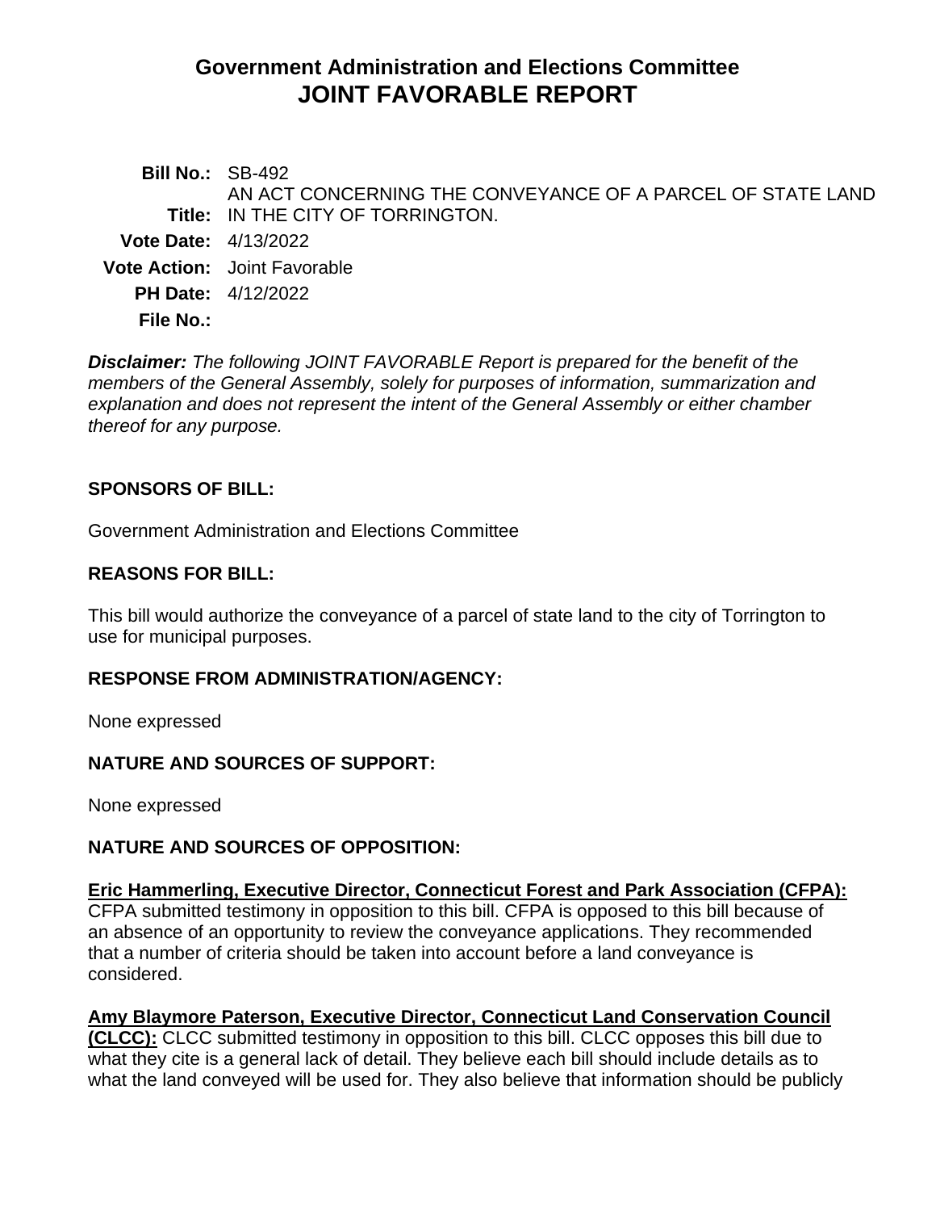# Government Administration and Elections Committee
# JOINT FAVORABLE REPORT

**Bill No.:** SB-492

**Title:** AN ACT CONCERNING THE CONVEYANCE OF A PARCEL OF STATE LAND IN THE CITY OF TORRINGTON.

**Vote Date:** 4/13/2022

**Vote Action:** Joint Favorable

**PH Date:** 4/12/2022

**File No.:**

***Disclaimer:*** *The following JOINT FAVORABLE Report is prepared for the benefit of the members of the General Assembly, solely for purposes of information, summarization and explanation and does not represent the intent of the General Assembly or either chamber thereof for any purpose.*

## SPONSORS OF BILL:

Government Administration and Elections Committee

## REASONS FOR BILL:

This bill would authorize the conveyance of a parcel of state land to the city of Torrington to use for municipal purposes.

## RESPONSE FROM ADMINISTRATION/AGENCY:

None expressed

## NATURE AND SOURCES OF SUPPORT:

None expressed

## NATURE AND SOURCES OF OPPOSITION:

**Eric Hammerling, Executive Director, Connecticut Forest and Park Association (CFPA):** CFPA submitted testimony in opposition to this bill. CFPA is opposed to this bill because of an absence of an opportunity to review the conveyance applications. They recommended that a number of criteria should be taken into account before a land conveyance is considered.

**Amy Blaymore Paterson, Executive Director, Connecticut Land Conservation Council (CLCC):** CLCC submitted testimony in opposition to this bill. CLCC opposes this bill due to what they cite is a general lack of detail. They believe each bill should include details as to what the land conveyed will be used for. They also believe that information should be publicly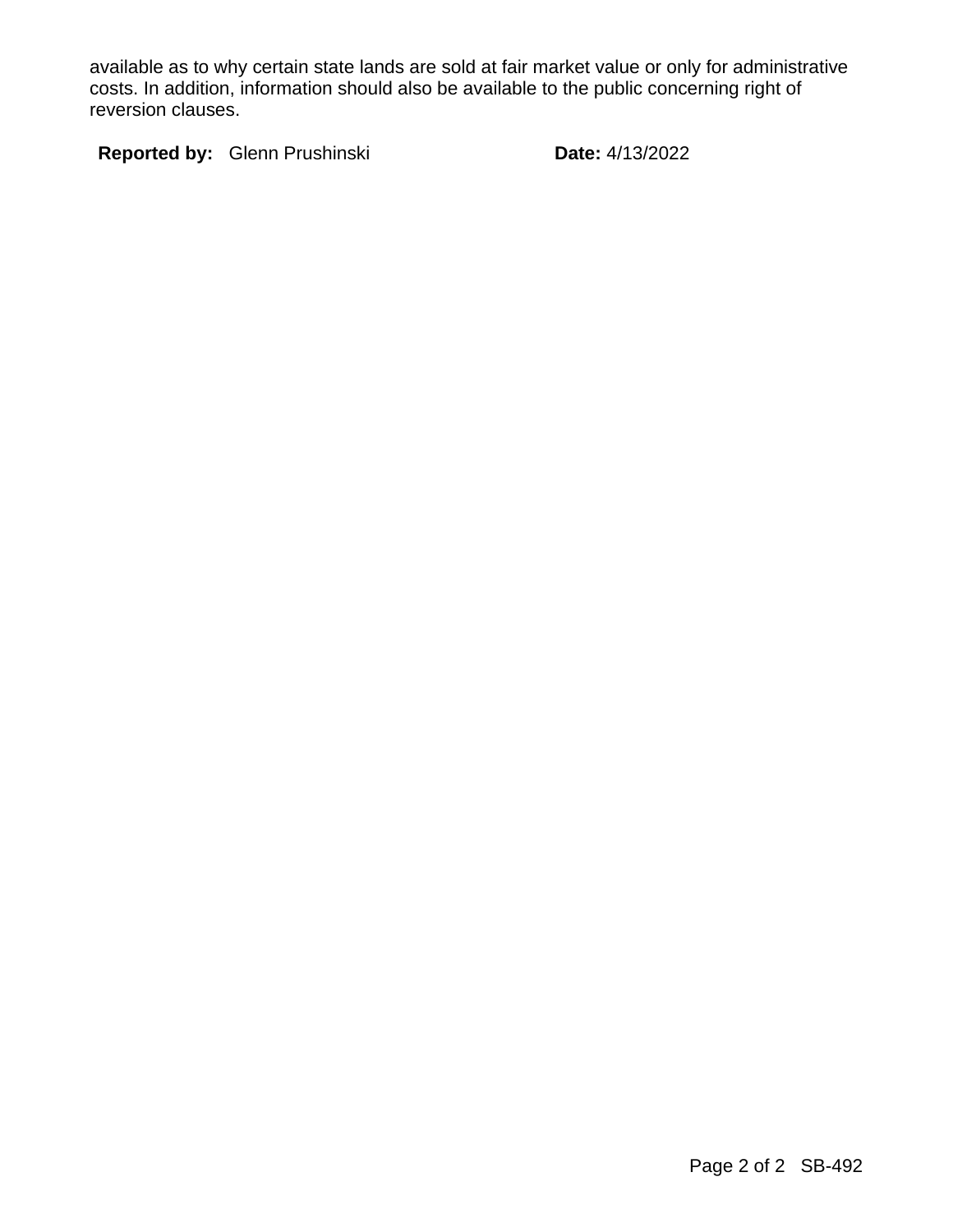available as to why certain state lands are sold at fair market value or only for administrative costs. In addition, information should also be available to the public concerning right of reversion clauses.

**Reported by:** Glenn Prushinski **Date:** 4/13/2022